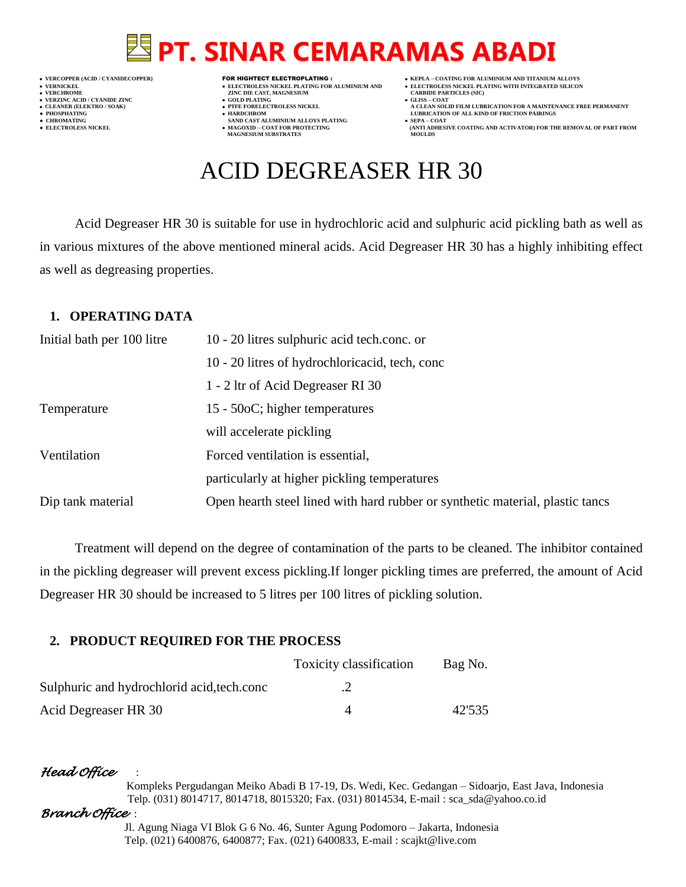# PT. SINAR CEMARAMAS ABADI

- VERCOPPER (ACID / CYANIDECOPPER)
- VERNICKEL
- VERCHROME
- VERZINC ACID / CYANIDE ZINC
- CLEANER (ELEKTRO / SOAK)
- PHOSPHATING
- CHROMATING
- ELECTROLESS NICKEL

**FOR HIGHTECT ELECTROPLATING :**

- ELECTROLESS NICKEL PLATING FOR ALUMINIUM AND ZINC DIE CAST, MAGNESIUM
- GOLD PLATING
- PTFE FORELECTROLESS NICKEL
- HARDCHROM
  SAND CAST ALUMINIUM ALLOYS PLATING
- MAGOXID – COAT FOR PROTECTING MAGNESIUM SUBSTRATES

- KEPLA – COATING FOR ALUMINIUM AND TITANIUM ALLOYS
- ELECTROLESS NICKEL PLATING WITH INTEGRATED SILICON CARBIDE PARTICLES (SIC)
- GLISS – COAT
  A CLEAN SOLID FILM LUBRICATION FOR A MAINTENANCE FREE PERMANENT LUBRICATION OF ALL KIND OF FRICTION PAIRINGS
- SEPA – COAT
  (ANTI ADHESIVE COATING AND ACTIVATOR) FOR THE REMOVAL OF PART FROM MOULDS

# ACID DEGREASER HR 30

Acid Degreaser HR 30 is suitable for use in hydrochloric acid and sulphuric acid pickling bath as well as in various mixtures of the above mentioned mineral acids. Acid Degreaser HR 30 has a highly inhibiting effect as well as degreasing properties.

## 1. OPERATING DATA

| | |
|---|---|
| Initial bath per 100 litre | 10 - 20 litres sulphuric acid tech.conc. or |
| | 10 - 20 litres of hydrochloricacid, tech, conc |
| | 1 - 2 ltr of Acid Degreaser RI 30 |
| Temperature | 15 - 50oC; higher temperatures |
| | will accelerate pickling |
| Ventilation | Forced ventilation is essential, |
| | particularly at higher pickling temperatures |
| Dip tank material | Open hearth steel lined with hard rubber or synthetic material, plastic tancs |

Treatment will depend on the degree of contamination of the parts to be cleaned. The inhibitor contained in the pickling degreaser will prevent excess pickling.If longer pickling times are preferred, the amount of Acid Degreaser HR 30 should be increased to 5 litres per 100 litres of pickling solution.

## 2. PRODUCT REQUIRED FOR THE PROCESS

| | Toxicity classification | Bag No. |
|---|---|---|
| Sulphuric and hydrochlorid acid,tech.conc | .2 | |
| Acid Degreaser HR 30 | 4 | 42'535 |

*Head Office* :
Kompleks Pergudangan Meiko Abadi B 17-19, Ds. Wedi, Kec. Gedangan – Sidoarjo, East Java, Indonesia
Telp. (031) 8014717, 8014718, 8015320; Fax. (031) 8014534, E-mail : sca_sda@yahoo.co.id

*Branch Office* :
Jl. Agung Niaga VI Blok G 6 No. 46, Sunter Agung Podomoro – Jakarta, Indonesia
Telp. (021) 6400876, 6400877; Fax. (021) 6400833, E-mail : scajkt@live.com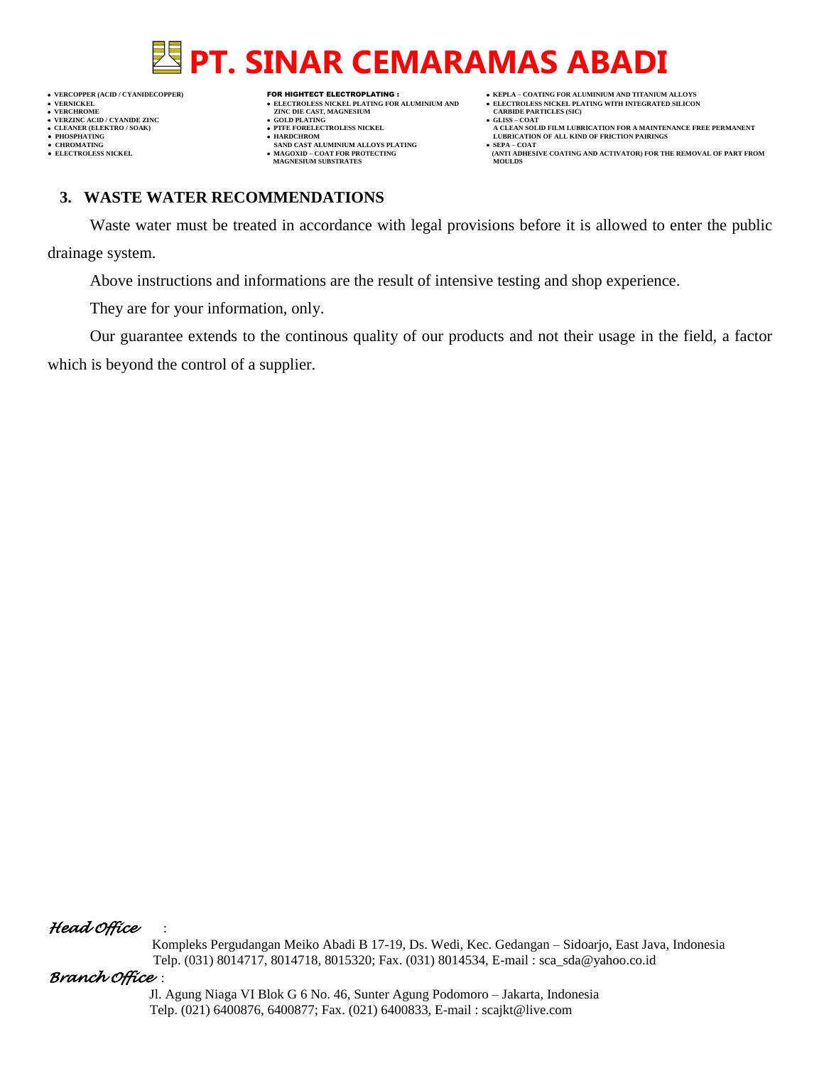### 3. WASTE WATER RECOMMENDATIONS

Waste water must be treated in accordance with legal provisions before it is allowed to enter the public drainage system.

Above instructions and informations are the result of intensive testing and shop experience.

They are for your information, only.

Our guarantee extends to the continous quality of our products and not their usage in the field, a factor which is beyond the control of a supplier.